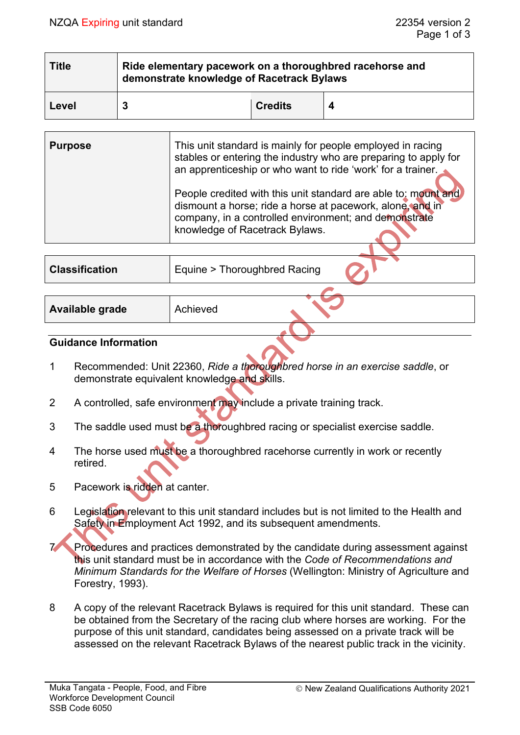| Title | Ride elementary pacework on a thoroughbred racehorse and demonstrate knowledge of Racetrack Bylaws | | |
|---|---|---|---|
| Level | 3 | Credits | 4 |

| Purpose | This unit standard is mainly for people employed in racing stables or entering the industry who are preparing to apply for an apprenticeship or who want to ride 'work' for a trainer.<br><br>People credited with this unit standard are able to: mount and dismount a horse; ride a horse at pacework, alone, and in company, in a controlled environment; and demonstrate knowledge of Racetrack Bylaws. |
|---|---|

| Classification | Equine > Thoroughbred Racing |
|---|---|

| Available grade | Achieved |
|---|---|

## Guidance Information

1. Recommended: Unit 22360, *Ride a thoroughbred horse in an exercise saddle*, or demonstrate equivalent knowledge and skills.

2. A controlled, safe environment may include a private training track.

3. The saddle used must be a thoroughbred racing or specialist exercise saddle.

4. The horse used must be a thoroughbred racehorse currently in work or recently retired.

5. Pacework is ridden at canter.

6. Legislation relevant to this unit standard includes but is not limited to the Health and Safety in Employment Act 1992, and its subsequent amendments.

7. Procedures and practices demonstrated by the candidate during assessment against this unit standard must be in accordance with the *Code of Recommendations and Minimum Standards for the Welfare of Horses* (Wellington: Ministry of Agriculture and Forestry, 1993).

8. A copy of the relevant Racetrack Bylaws is required for this unit standard. These can be obtained from the Secretary of the racing club where horses are working. For the purpose of this unit standard, candidates being assessed on a private track will be assessed on the relevant Racetrack Bylaws of the nearest public track in the vicinity.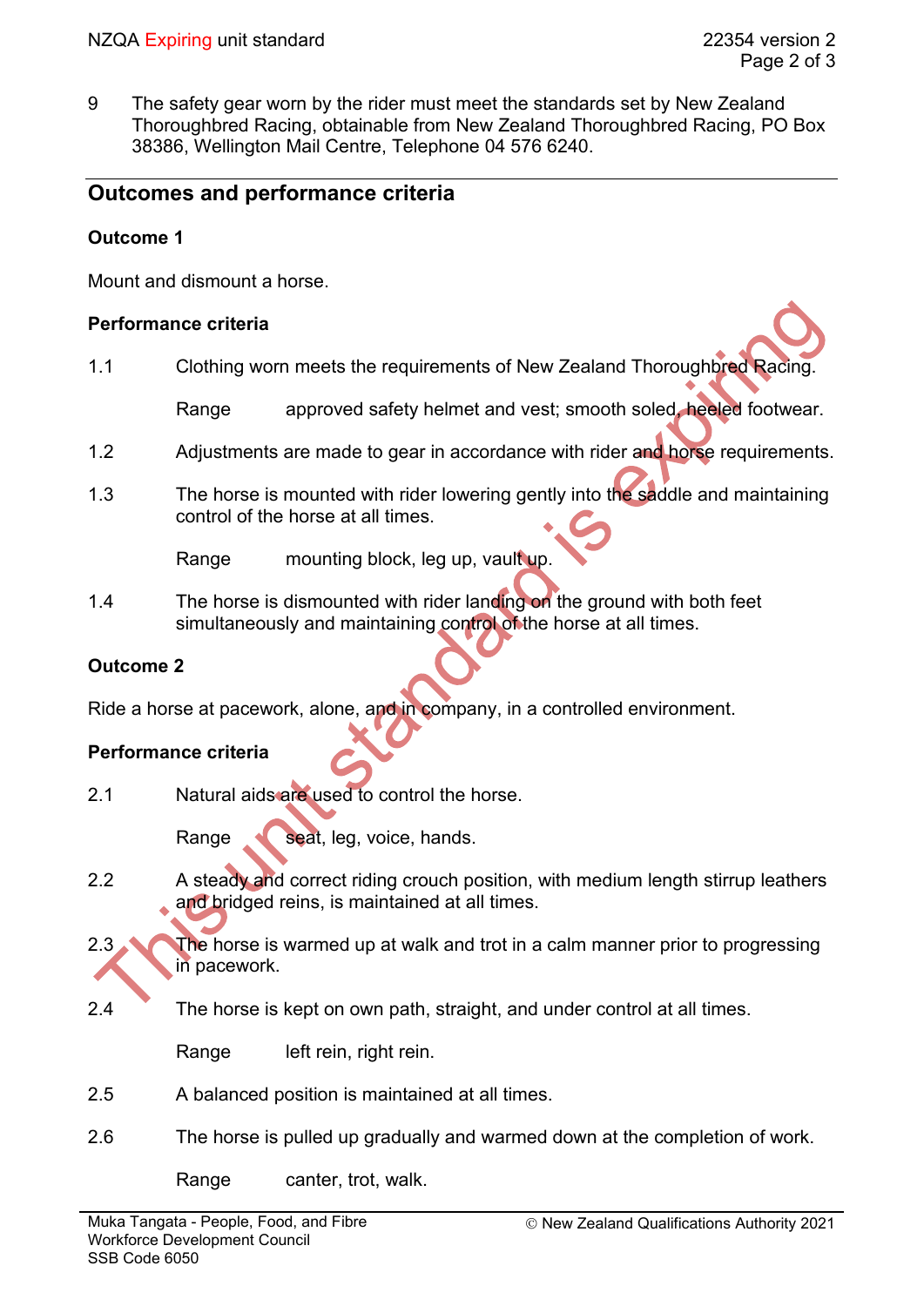9 The safety gear worn by the rider must meet the standards set by New Zealand Thoroughbred Racing, obtainable from New Zealand Thoroughbred Racing, PO Box 38386, Wellington Mail Centre, Telephone 04 576 6240.

## Outcomes and performance criteria

### Outcome 1

Mount and dismount a horse.

#### Performance criteria

1.1 Clothing worn meets the requirements of New Zealand Thoroughbred Racing.

Range approved safety helmet and vest; smooth soled, heeled footwear.

1.2 Adjustments are made to gear in accordance with rider and horse requirements.

1.3 The horse is mounted with rider lowering gently into the saddle and maintaining control of the horse at all times.

Range mounting block, leg up, vault up.

1.4 The horse is dismounted with rider landing on the ground with both feet simultaneously and maintaining control of the horse at all times.

### Outcome 2

Ride a horse at pacework, alone, and in company, in a controlled environment.

#### Performance criteria

2.1 Natural aids are used to control the horse.

Range seat, leg, voice, hands.

2.2 A steady and correct riding crouch position, with medium length stirrup leathers and bridged reins, is maintained at all times.

2.3 The horse is warmed up at walk and trot in a calm manner prior to progressing in pacework.

2.4 The horse is kept on own path, straight, and under control at all times.

Range left rein, right rein.

2.5 A balanced position is maintained at all times.

2.6 The horse is pulled up gradually and warmed down at the completion of work.

Range canter, trot, walk.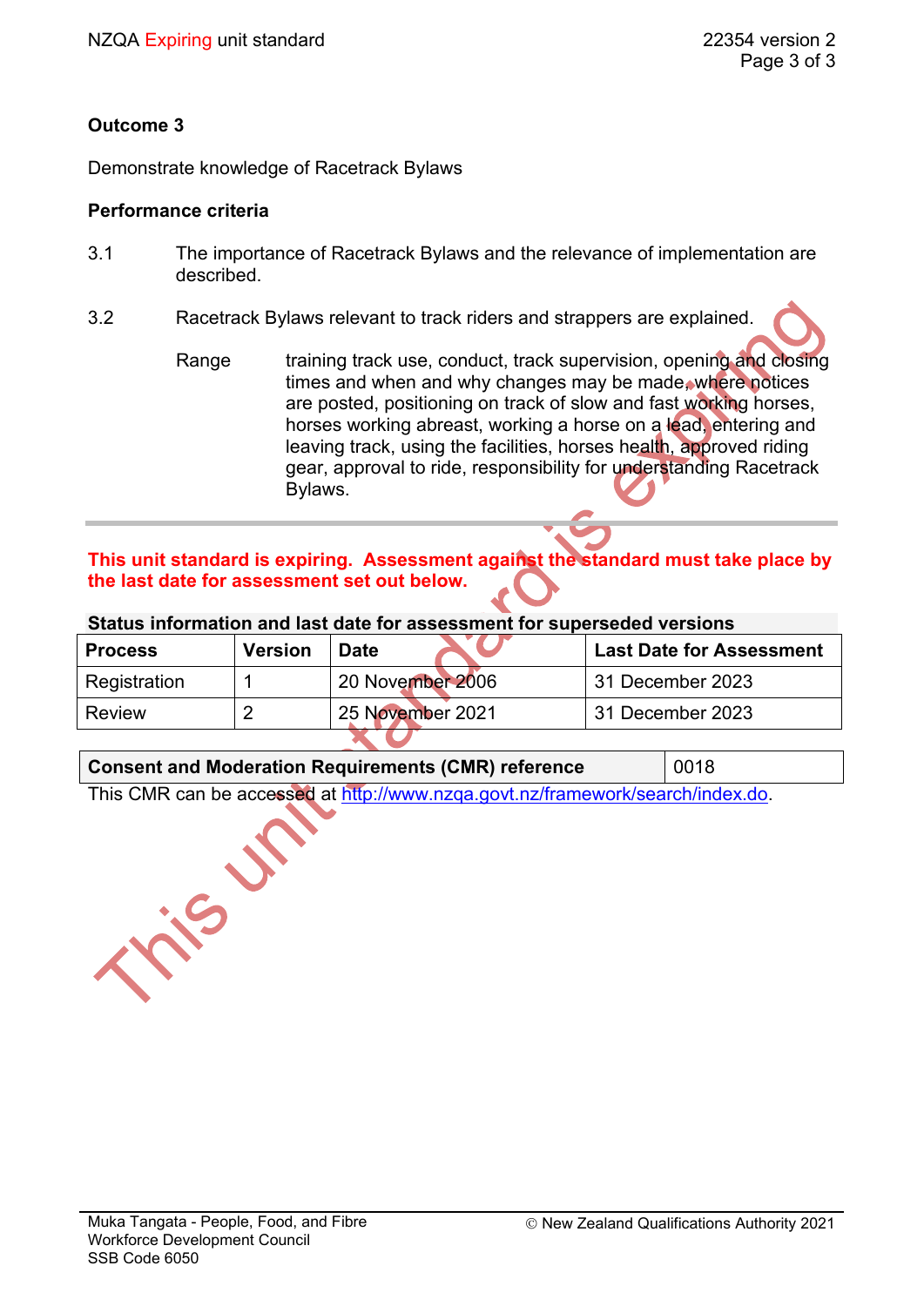**Outcome 3**

Demonstrate knowledge of Racetrack Bylaws

**Performance criteria**

3.1 The importance of Racetrack Bylaws and the relevance of implementation are described.

3.2 Racetrack Bylaws relevant to track riders and strappers are explained.

Range training track use, conduct, track supervision, opening and closing times and when and why changes may be made, where notices are posted, positioning on track of slow and fast working horses, horses working abreast, working a horse on a lead, entering and leaving track, using the facilities, horses health, approved riding gear, approval to ride, responsibility for understanding Racetrack Bylaws.

---

**This unit standard is expiring. Assessment against the standard must take place by the last date for assessment set out below.**

**Status information and last date for assessment for superseded versions**

| Process | Version | Date | Last Date for Assessment |
|---|---|---|---|
| Registration | 1 | 20 November 2006 | 31 December 2023 |
| Review | 2 | 25 November 2021 | 31 December 2023 |

| Consent and Moderation Requirements (CMR) reference | 0018 |
|---|---|

This CMR can be accessed at http://www.nzqa.govt.nz/framework/search/index.do.

Muka Tangata - People, Food, and Fibre Workforce Development Council
SSB Code 6050

© New Zealand Qualifications Authority 2021